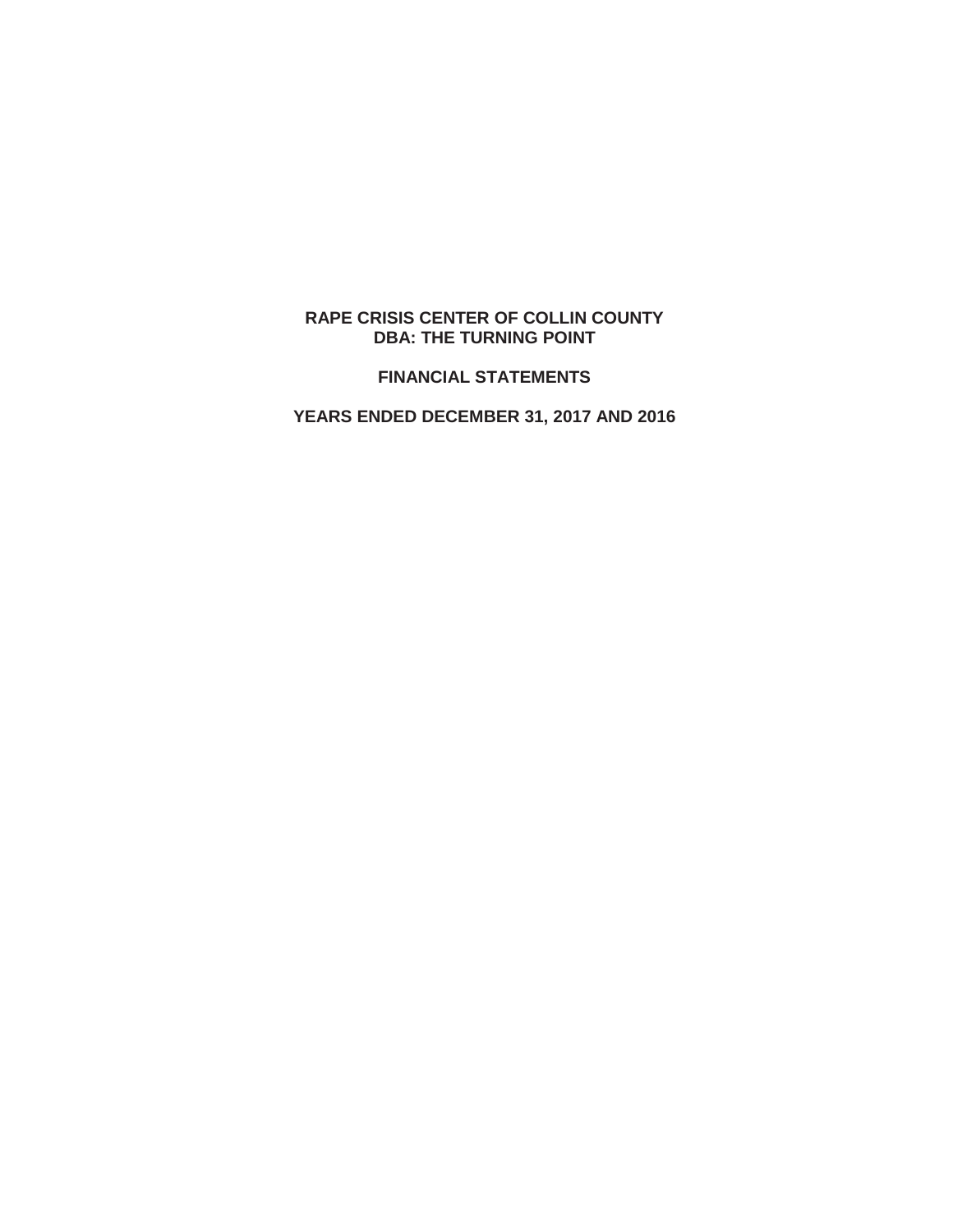# RAPE CRISIS CENTER OF COLLIN COUNTY
# DBA: THE TURNING POINT

## FINANCIAL STATEMENTS

## YEARS ENDED DECEMBER 31, 2017 AND 2016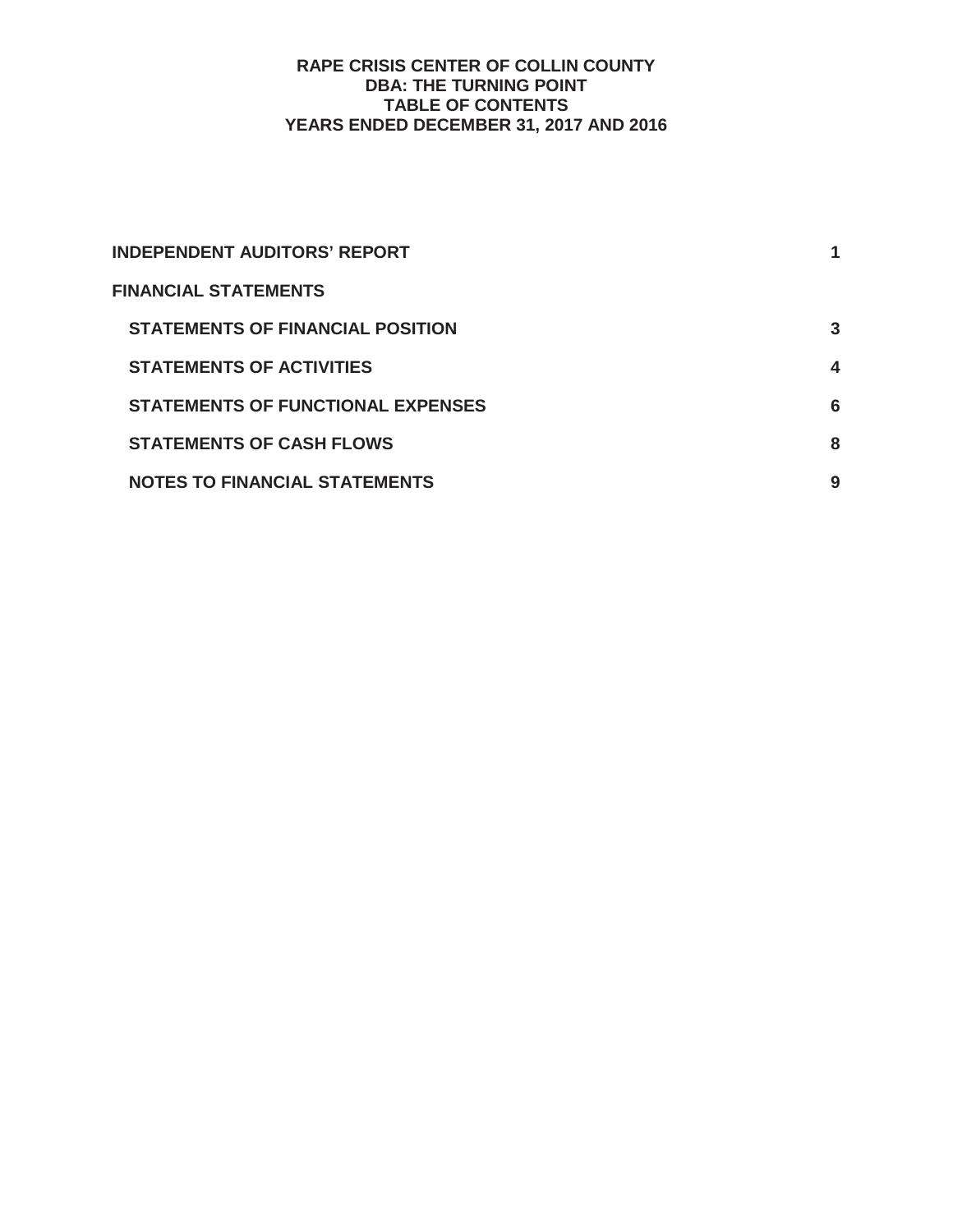# RAPE CRISIS CENTER OF COLLIN COUNTY
## DBA: THE TURNING POINT
## TABLE OF CONTENTS
## YEARS ENDED DECEMBER 31, 2017 AND 2016

| | |
|---|---|
| **INDEPENDENT AUDITORS' REPORT** | **1** |
| **FINANCIAL STATEMENTS** | |
| **STATEMENTS OF FINANCIAL POSITION** | **3** |
| **STATEMENTS OF ACTIVITIES** | **4** |
| **STATEMENTS OF FUNCTIONAL EXPENSES** | **6** |
| **STATEMENTS OF CASH FLOWS** | **8** |
| **NOTES TO FINANCIAL STATEMENTS** | **9** |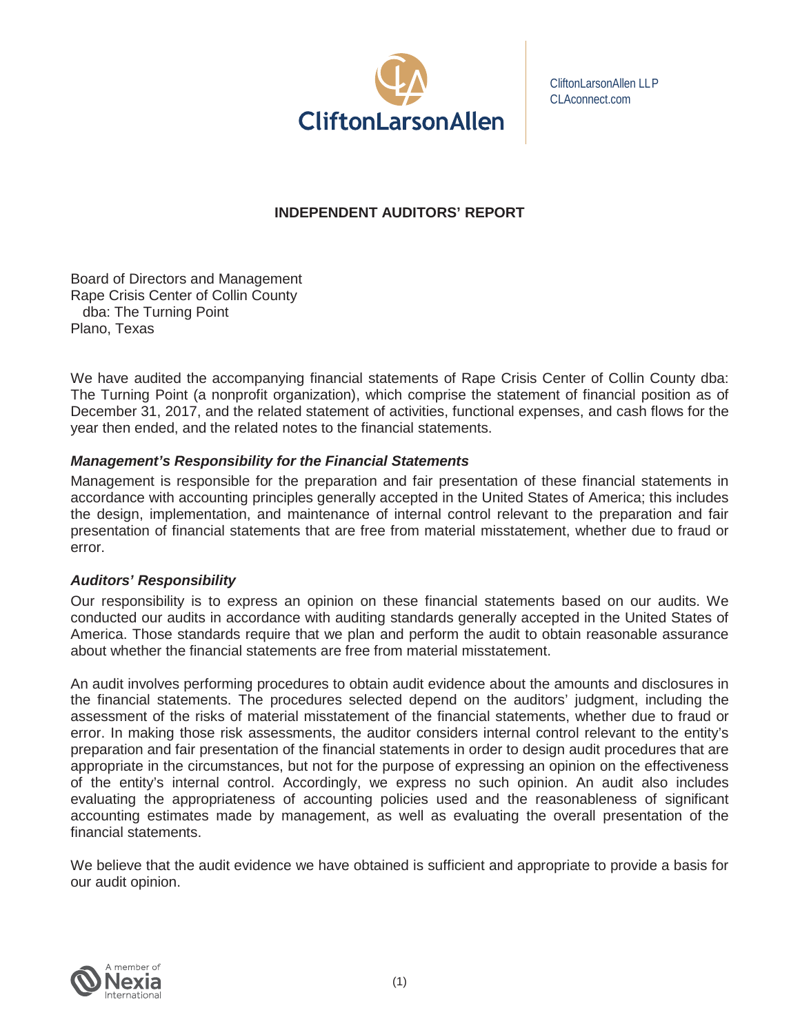CliftonLarsonAllen LLP
CLAconnect.com

# INDEPENDENT AUDITORS' REPORT

Board of Directors and Management
Rape Crisis Center of Collin County
dba: The Turning Point
Plano, Texas

We have audited the accompanying financial statements of Rape Crisis Center of Collin County dba: The Turning Point (a nonprofit organization), which comprise the statement of financial position as of December 31, 2017, and the related statement of activities, functional expenses, and cash flows for the year then ended, and the related notes to the financial statements.

### *Management's Responsibility for the Financial Statements*

Management is responsible for the preparation and fair presentation of these financial statements in accordance with accounting principles generally accepted in the United States of America; this includes the design, implementation, and maintenance of internal control relevant to the preparation and fair presentation of financial statements that are free from material misstatement, whether due to fraud or error.

### *Auditors' Responsibility*

Our responsibility is to express an opinion on these financial statements based on our audits. We conducted our audits in accordance with auditing standards generally accepted in the United States of America. Those standards require that we plan and perform the audit to obtain reasonable assurance about whether the financial statements are free from material misstatement.

An audit involves performing procedures to obtain audit evidence about the amounts and disclosures in the financial statements. The procedures selected depend on the auditors' judgment, including the assessment of the risks of material misstatement of the financial statements, whether due to fraud or error. In making those risk assessments, the auditor considers internal control relevant to the entity's preparation and fair presentation of the financial statements in order to design audit procedures that are appropriate in the circumstances, but not for the purpose of expressing an opinion on the effectiveness of the entity's internal control. Accordingly, we express no such opinion. An audit also includes evaluating the appropriateness of accounting policies used and the reasonableness of significant accounting estimates made by management, as well as evaluating the overall presentation of the financial statements.

We believe that the audit evidence we have obtained is sufficient and appropriate to provide a basis for our audit opinion.

A member of Nexia International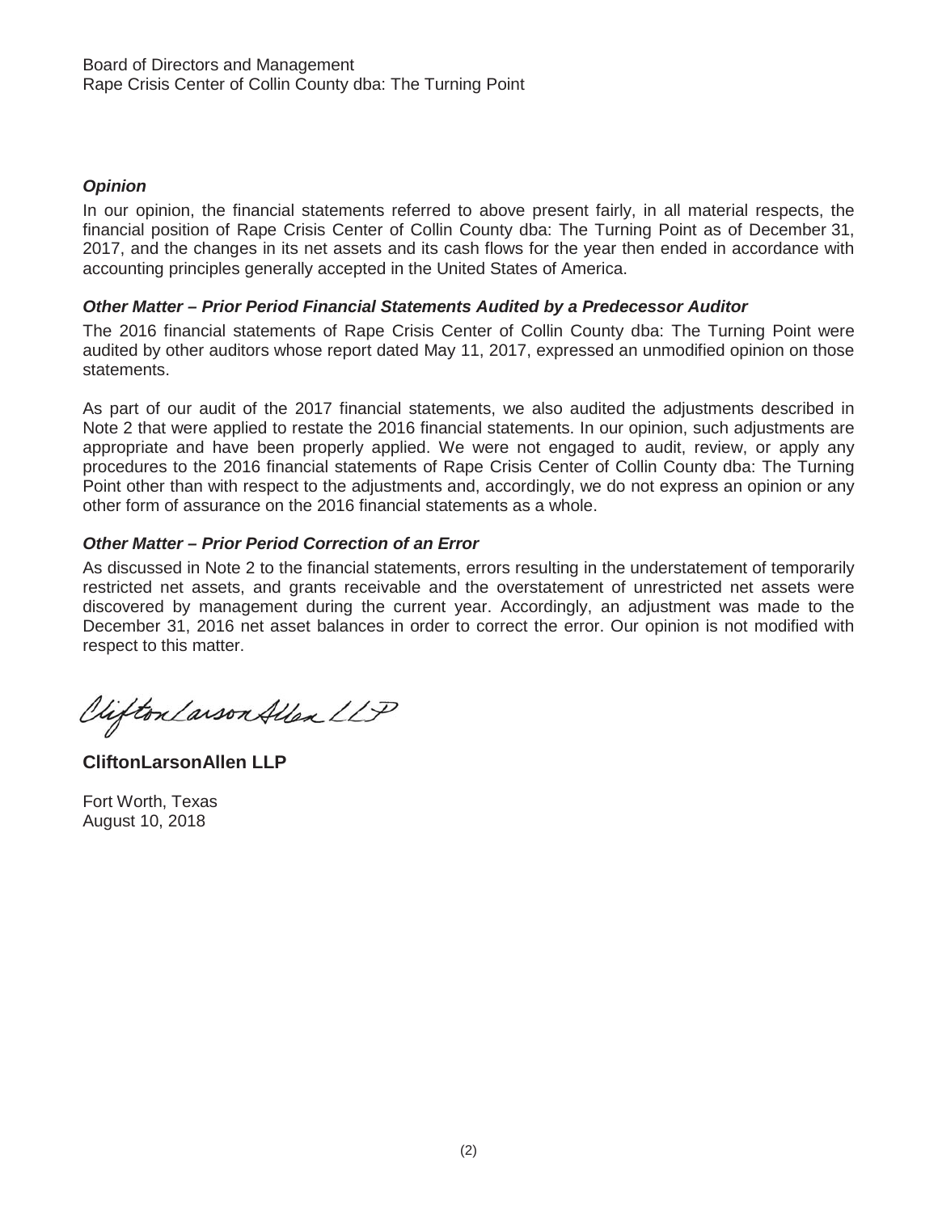Board of Directors and Management
Rape Crisis Center of Collin County dba: The Turning Point

***Opinion***

In our opinion, the financial statements referred to above present fairly, in all material respects, the financial position of Rape Crisis Center of Collin County dba: The Turning Point as of December 31, 2017, and the changes in its net assets and its cash flows for the year then ended in accordance with accounting principles generally accepted in the United States of America.

***Other Matter – Prior Period Financial Statements Audited by a Predecessor Auditor***

The 2016 financial statements of Rape Crisis Center of Collin County dba: The Turning Point were audited by other auditors whose report dated May 11, 2017, expressed an unmodified opinion on those statements.

As part of our audit of the 2017 financial statements, we also audited the adjustments described in Note 2 that were applied to restate the 2016 financial statements. In our opinion, such adjustments are appropriate and have been properly applied. We were not engaged to audit, review, or apply any procedures to the 2016 financial statements of Rape Crisis Center of Collin County dba: The Turning Point other than with respect to the adjustments and, accordingly, we do not express an opinion or any other form of assurance on the 2016 financial statements as a whole.

***Other Matter – Prior Period Correction of an Error***

As discussed in Note 2 to the financial statements, errors resulting in the understatement of temporarily restricted net assets, and grants receivable and the overstatement of unrestricted net assets were discovered by management during the current year. Accordingly, an adjustment was made to the December 31, 2016 net asset balances in order to correct the error. Our opinion is not modified with respect to this matter.

CliftonLarsonAllen LLP

**CliftonLarsonAllen LLP**

Fort Worth, Texas
August 10, 2018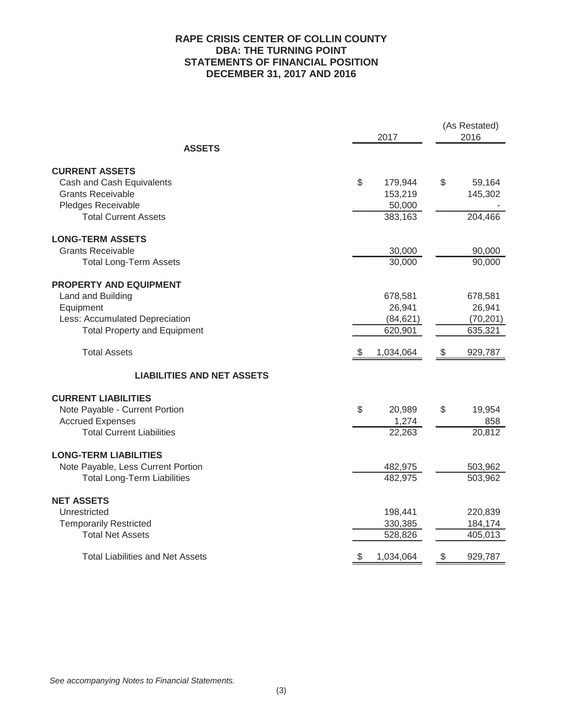# RAPE CRISIS CENTER OF COLLIN COUNTY
## DBA: THE TURNING POINT
## STATEMENTS OF FINANCIAL POSITION
## DECEMBER 31, 2017 AND 2016

| | 2017 | (As Restated) 2016 |
|---|---|---|
| **ASSETS** | | |
| **CURRENT ASSETS** | | |
| Cash and Cash Equivalents | $ 179,944 | $ 59,164 |
| Grants Receivable | 153,219 | 145,302 |
| Pledges Receivable | 50,000 | - |
| Total Current Assets | 383,163 | 204,466 |
| **LONG-TERM ASSETS** | | |
| Grants Receivable | 30,000 | 90,000 |
| Total Long-Term Assets | 30,000 | 90,000 |
| **PROPERTY AND EQUIPMENT** | | |
| Land and Building | 678,581 | 678,581 |
| Equipment | 26,941 | 26,941 |
| Less: Accumulated Depreciation | (84,621) | (70,201) |
| Total Property and Equipment | 620,901 | 635,321 |
| Total Assets | $ 1,034,064 | $ 929,787 |
| **LIABILITIES AND NET ASSETS** | | |
| **CURRENT LIABILITIES** | | |
| Note Payable - Current Portion | $ 20,989 | $ 19,954 |
| Accrued Expenses | 1,274 | 858 |
| Total Current Liabilities | 22,263 | 20,812 |
| **LONG-TERM LIABILITIES** | | |
| Note Payable, Less Current Portion | 482,975 | 503,962 |
| Total Long-Term Liabilities | 482,975 | 503,962 |
| **NET ASSETS** | | |
| Unrestricted | 198,441 | 220,839 |
| Temporarily Restricted | 330,385 | 184,174 |
| Total Net Assets | 528,826 | 405,013 |
| Total Liabilities and Net Assets | $ 1,034,064 | $ 929,787 |

*See accompanying Notes to Financial Statements.*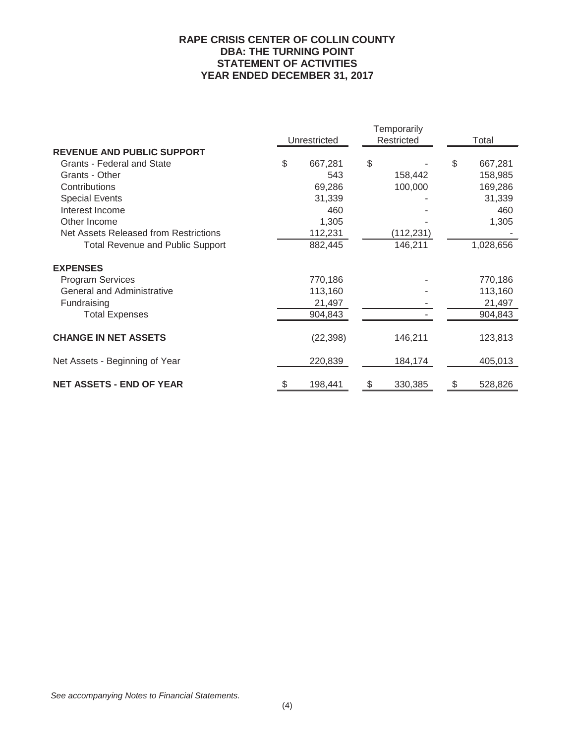# RAPE CRISIS CENTER OF COLLIN COUNTY
## DBA: THE TURNING POINT
## STATEMENT OF ACTIVITIES
## YEAR ENDED DECEMBER 31, 2017

| | Unrestricted | Temporarily Restricted | Total |
|---|---|---|---|
| **REVENUE AND PUBLIC SUPPORT** | | | |
| Grants - Federal and State | $ 667,281 | $ - | $ 667,281 |
| Grants - Other | 543 | 158,442 | 158,985 |
| Contributions | 69,286 | 100,000 | 169,286 |
| Special Events | 31,339 | - | 31,339 |
| Interest Income | 460 | - | 460 |
| Other Income | 1,305 | - | 1,305 |
| Net Assets Released from Restrictions | 112,231 | (112,231) | - |
| Total Revenue and Public Support | 882,445 | 146,211 | 1,028,656 |
| **EXPENSES** | | | |
| Program Services | 770,186 | - | 770,186 |
| General and Administrative | 113,160 | - | 113,160 |
| Fundraising | 21,497 | - | 21,497 |
| Total Expenses | 904,843 | - | 904,843 |
| **CHANGE IN NET ASSETS** | (22,398) | 146,211 | 123,813 |
| Net Assets - Beginning of Year | 220,839 | 184,174 | 405,013 |
| **NET ASSETS - END OF YEAR** | $ 198,441 | $ 330,385 | $ 528,826 |

*See accompanying Notes to Financial Statements.*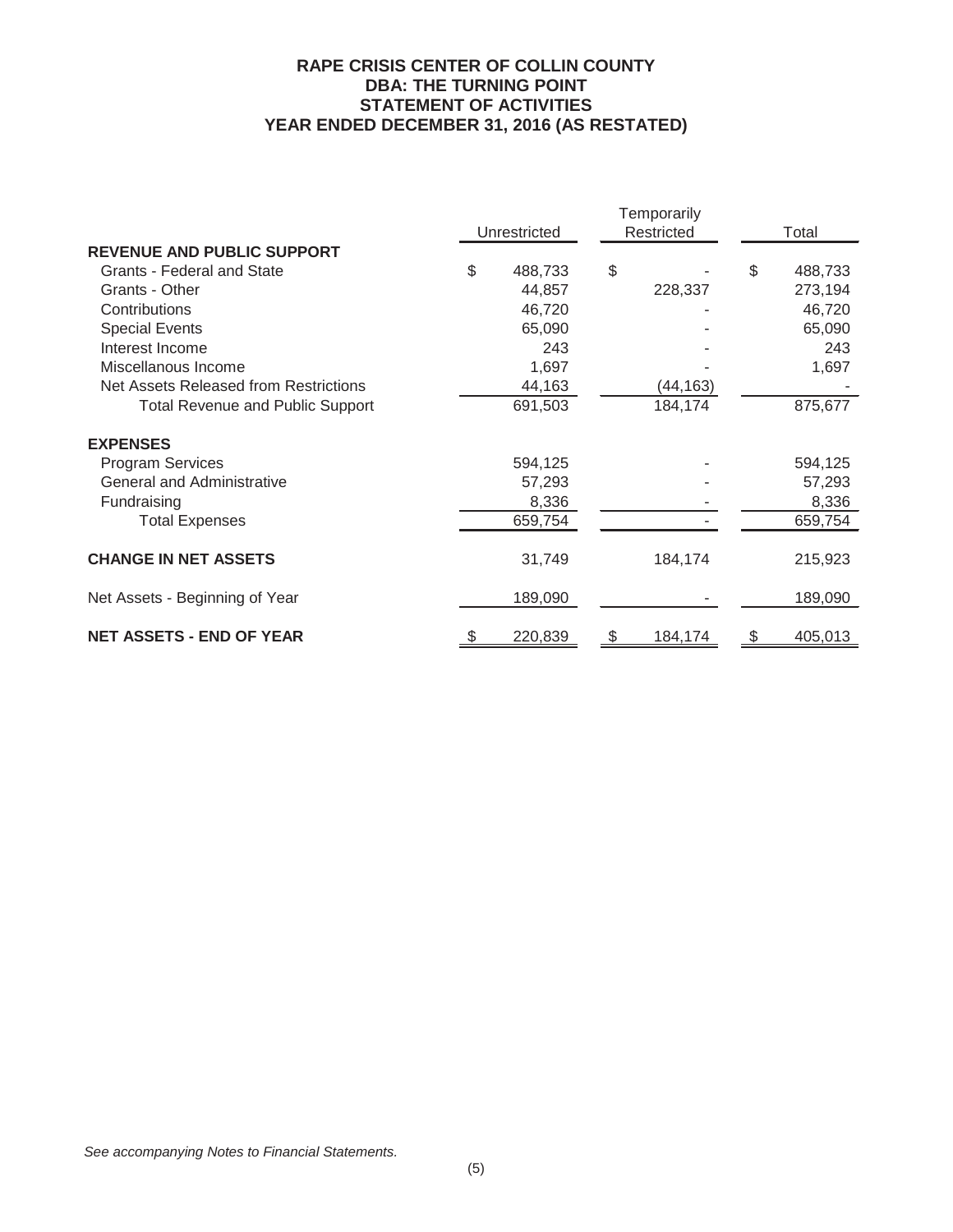# RAPE CRISIS CENTER OF COLLIN COUNTY
## DBA: THE TURNING POINT
## STATEMENT OF ACTIVITIES
## YEAR ENDED DECEMBER 31, 2016 (AS RESTATED)

| | Unrestricted | Temporarily Restricted | Total |
|---|---|---|---|
| **REVENUE AND PUBLIC SUPPORT** | | | |
| Grants - Federal and State | $ 488,733 | $ - | $ 488,733 |
| Grants - Other | 44,857 | 228,337 | 273,194 |
| Contributions | 46,720 | - | 46,720 |
| Special Events | 65,090 | - | 65,090 |
| Interest Income | 243 | - | 243 |
| Miscellanous Income | 1,697 | - | 1,697 |
| Net Assets Released from Restrictions | 44,163 | (44,163) | - |
| Total Revenue and Public Support | 691,503 | 184,174 | 875,677 |
| **EXPENSES** | | | |
| Program Services | 594,125 | - | 594,125 |
| General and Administrative | 57,293 | - | 57,293 |
| Fundraising | 8,336 | - | 8,336 |
| Total Expenses | 659,754 | - | 659,754 |
| **CHANGE IN NET ASSETS** | 31,749 | 184,174 | 215,923 |
| Net Assets - Beginning of Year | 189,090 | - | 189,090 |
| **NET ASSETS - END OF YEAR** | $ 220,839 | $ 184,174 | $ 405,013 |

*See accompanying Notes to Financial Statements.*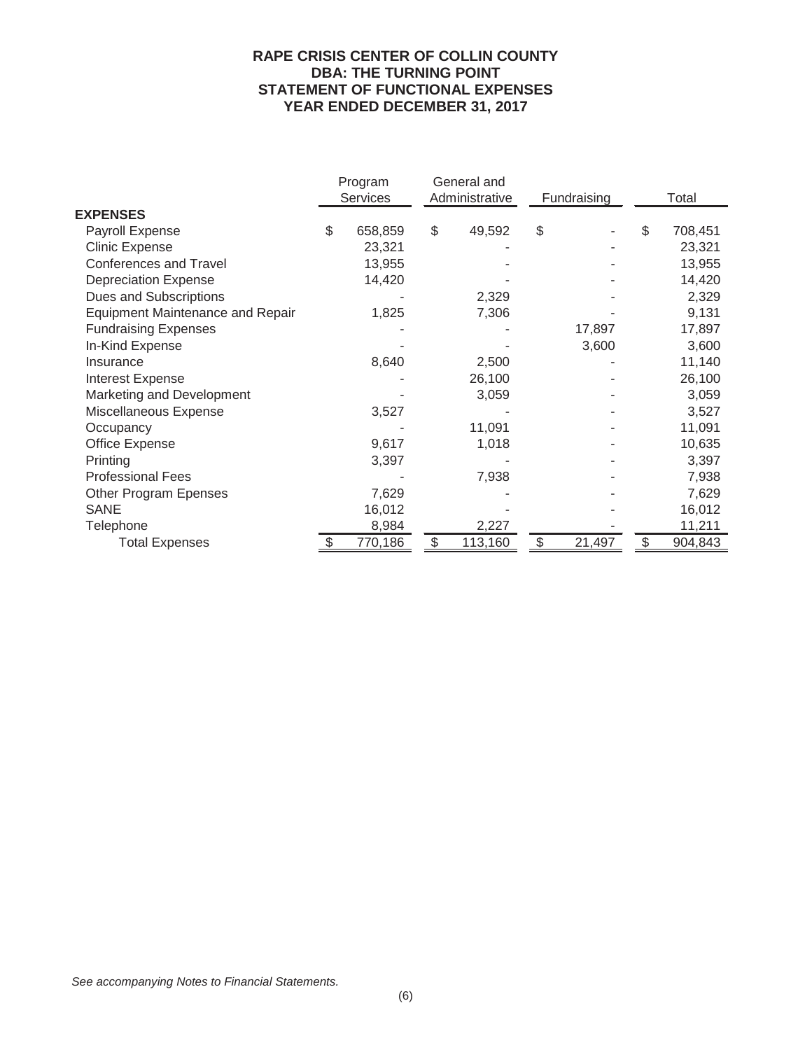# RAPE CRISIS CENTER OF COLLIN COUNTY
## DBA: THE TURNING POINT
## STATEMENT OF FUNCTIONAL EXPENSES
## YEAR ENDED DECEMBER 31, 2017

| | Program Services | General and Administrative | Fundraising | Total |
|---|---|---|---|---|
| **EXPENSES** | | | | |
| Payroll Expense | $ 658,859 | $ 49,592 | $ - | $ 708,451 |
| Clinic Expense | 23,321 | - | - | 23,321 |
| Conferences and Travel | 13,955 | - | - | 13,955 |
| Depreciation Expense | 14,420 | - | - | 14,420 |
| Dues and Subscriptions | - | 2,329 | - | 2,329 |
| Equipment Maintenance and Repair | 1,825 | 7,306 | - | 9,131 |
| Fundraising Expenses | - | - | 17,897 | 17,897 |
| In-Kind Expense | - | - | 3,600 | 3,600 |
| Insurance | 8,640 | 2,500 | - | 11,140 |
| Interest Expense | - | 26,100 | - | 26,100 |
| Marketing and Development | - | 3,059 | - | 3,059 |
| Miscellaneous Expense | 3,527 | - | - | 3,527 |
| Occupancy | - | 11,091 | - | 11,091 |
| Office Expense | 9,617 | 1,018 | - | 10,635 |
| Printing | 3,397 | - | - | 3,397 |
| Professional Fees | - | 7,938 | - | 7,938 |
| Other Program Epenses | 7,629 | - | - | 7,629 |
| SANE | 16,012 | - | - | 16,012 |
| Telephone | 8,984 | 2,227 | - | 11,211 |
| Total Expenses | $ 770,186 | $ 113,160 | $ 21,497 | $ 904,843 |

*See accompanying Notes to Financial Statements.*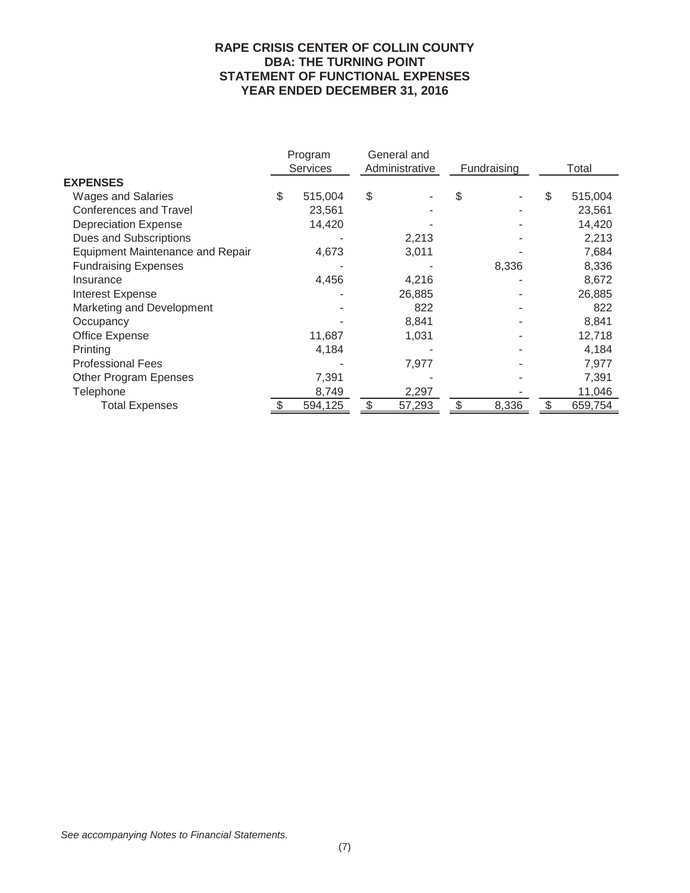# RAPE CRISIS CENTER OF COLLIN COUNTY
## DBA: THE TURNING POINT
## STATEMENT OF FUNCTIONAL EXPENSES
## YEAR ENDED DECEMBER 31, 2016

| | Program Services | General and Administrative | Fundraising | Total |
|---|---|---|---|---|
| **EXPENSES** | | | | |
| Wages and Salaries | $ 515,004 | $ - | $ - | $ 515,004 |
| Conferences and Travel | 23,561 | - | - | 23,561 |
| Depreciation Expense | 14,420 | - | - | 14,420 |
| Dues and Subscriptions | - | 2,213 | - | 2,213 |
| Equipment Maintenance and Repair | 4,673 | 3,011 | - | 7,684 |
| Fundraising Expenses | - | - | 8,336 | 8,336 |
| Insurance | 4,456 | 4,216 | - | 8,672 |
| Interest Expense | - | 26,885 | - | 26,885 |
| Marketing and Development | - | 822 | - | 822 |
| Occupancy | - | 8,841 | - | 8,841 |
| Office Expense | 11,687 | 1,031 | - | 12,718 |
| Printing | 4,184 | - | - | 4,184 |
| Professional Fees | - | 7,977 | - | 7,977 |
| Other Program Epenses | 7,391 | - | - | 7,391 |
| Telephone | 8,749 | 2,297 | - | 11,046 |
| Total Expenses | $ 594,125 | $ 57,293 | $ 8,336 | $ 659,754 |

*See accompanying Notes to Financial Statements.*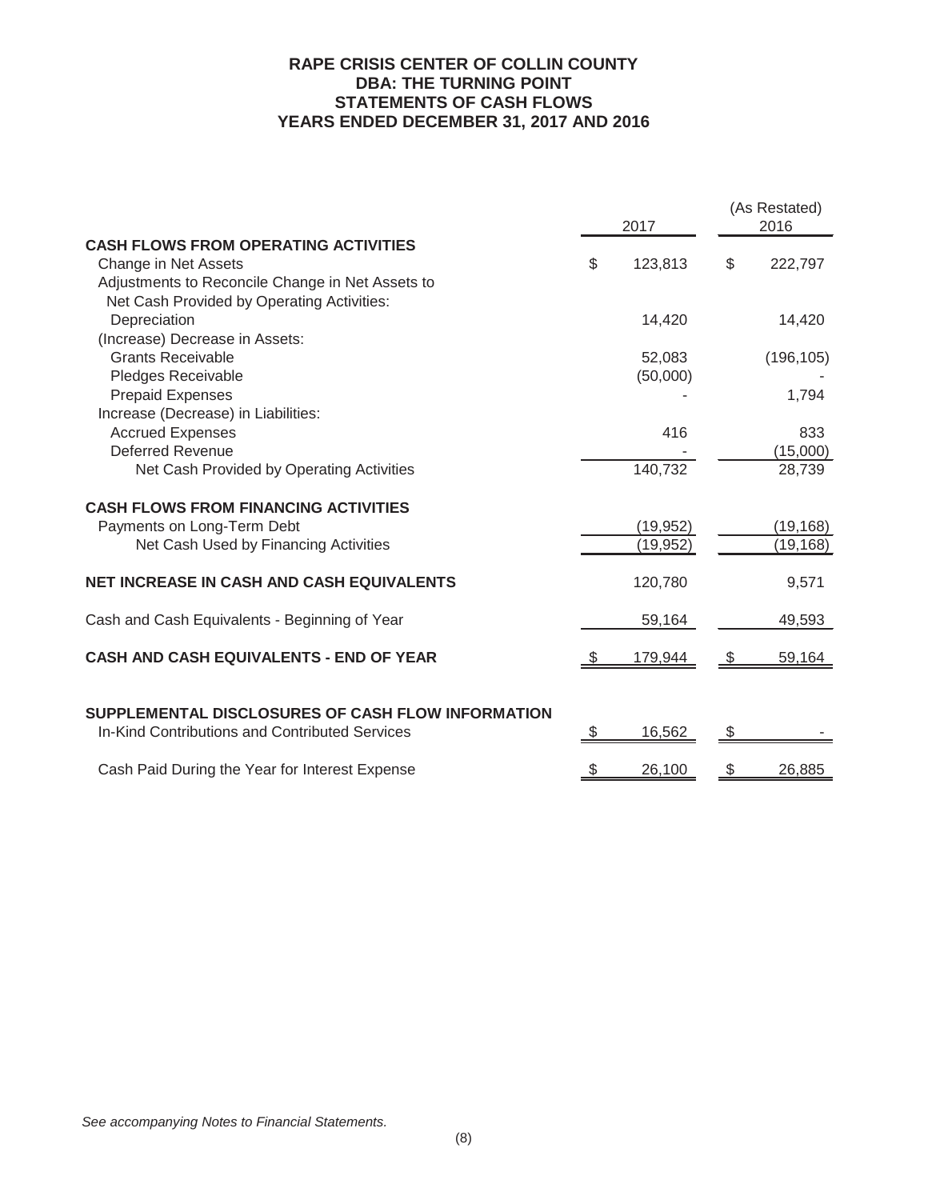# RAPE CRISIS CENTER OF COLLIN COUNTY
## DBA: THE TURNING POINT
## STATEMENTS OF CASH FLOWS
## YEARS ENDED DECEMBER 31, 2017 AND 2016

| | 2017 | (As Restated) 2016 |
|---|---|---|
| **CASH FLOWS FROM OPERATING ACTIVITIES** | | |
| Change in Net Assets | $ 123,813 | $ 222,797 |
| Adjustments to Reconcile Change in Net Assets to Net Cash Provided by Operating Activities: | | |
| Depreciation | 14,420 | 14,420 |
| (Increase) Decrease in Assets: | | |
| Grants Receivable | 52,083 | (196,105) |
| Pledges Receivable | (50,000) | - |
| Prepaid Expenses | - | 1,794 |
| Increase (Decrease) in Liabilities: | | |
| Accrued Expenses | 416 | 833 |
| Deferred Revenue | - | (15,000) |
| Net Cash Provided by Operating Activities | 140,732 | 28,739 |
| **CASH FLOWS FROM FINANCING ACTIVITIES** | | |
| Payments on Long-Term Debt | (19,952) | (19,168) |
| Net Cash Used by Financing Activities | (19,952) | (19,168) |
| **NET INCREASE IN CASH AND CASH EQUIVALENTS** | 120,780 | 9,571 |
| Cash and Cash Equivalents - Beginning of Year | 59,164 | 49,593 |
| **CASH AND CASH EQUIVALENTS - END OF YEAR** | $ 179,944 | $ 59,164 |
| **SUPPLEMENTAL DISCLOSURES OF CASH FLOW INFORMATION** | | |
| In-Kind Contributions and Contributed Services | $ 16,562 | $ - |
| Cash Paid During the Year for Interest Expense | $ 26,100 | $ 26,885 |

*See accompanying Notes to Financial Statements.*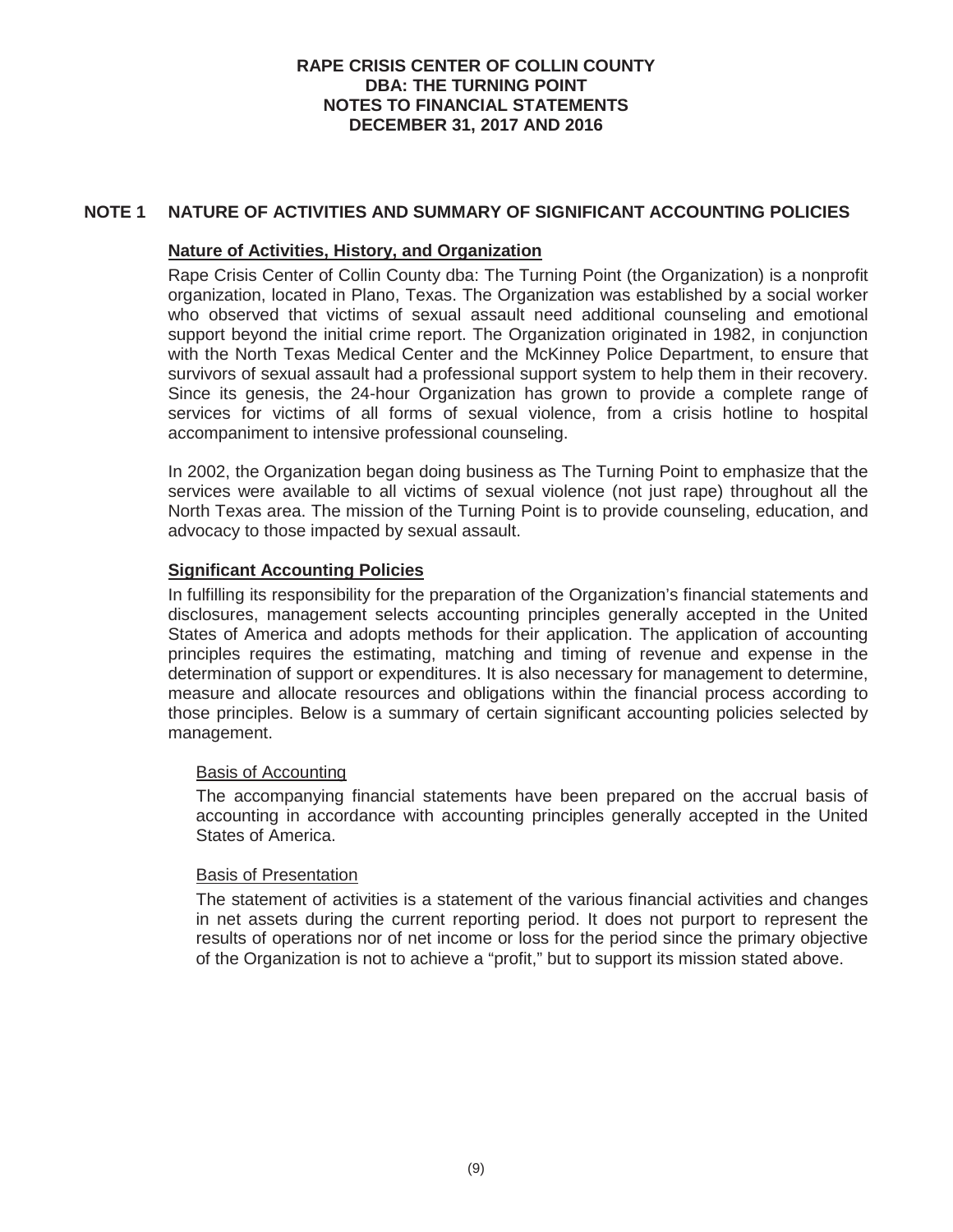**RAPE CRISIS CENTER OF COLLIN COUNTY**
**DBA: THE TURNING POINT**
**NOTES TO FINANCIAL STATEMENTS**
**DECEMBER 31, 2017 AND 2016**

## NOTE 1 NATURE OF ACTIVITIES AND SUMMARY OF SIGNIFICANT ACCOUNTING POLICIES

### Nature of Activities, History, and Organization

Rape Crisis Center of Collin County dba: The Turning Point (the Organization) is a nonprofit organization, located in Plano, Texas. The Organization was established by a social worker who observed that victims of sexual assault need additional counseling and emotional support beyond the initial crime report. The Organization originated in 1982, in conjunction with the North Texas Medical Center and the McKinney Police Department, to ensure that survivors of sexual assault had a professional support system to help them in their recovery. Since its genesis, the 24-hour Organization has grown to provide a complete range of services for victims of all forms of sexual violence, from a crisis hotline to hospital accompaniment to intensive professional counseling.

In 2002, the Organization began doing business as The Turning Point to emphasize that the services were available to all victims of sexual violence (not just rape) throughout all the North Texas area. The mission of the Turning Point is to provide counseling, education, and advocacy to those impacted by sexual assault.

### Significant Accounting Policies

In fulfilling its responsibility for the preparation of the Organization's financial statements and disclosures, management selects accounting principles generally accepted in the United States of America and adopts methods for their application. The application of accounting principles requires the estimating, matching and timing of revenue and expense in the determination of support or expenditures. It is also necessary for management to determine, measure and allocate resources and obligations within the financial process according to those principles. Below is a summary of certain significant accounting policies selected by management.

#### Basis of Accounting

The accompanying financial statements have been prepared on the accrual basis of accounting in accordance with accounting principles generally accepted in the United States of America.

#### Basis of Presentation

The statement of activities is a statement of the various financial activities and changes in net assets during the current reporting period. It does not purport to represent the results of operations nor of net income or loss for the period since the primary objective of the Organization is not to achieve a "profit," but to support its mission stated above.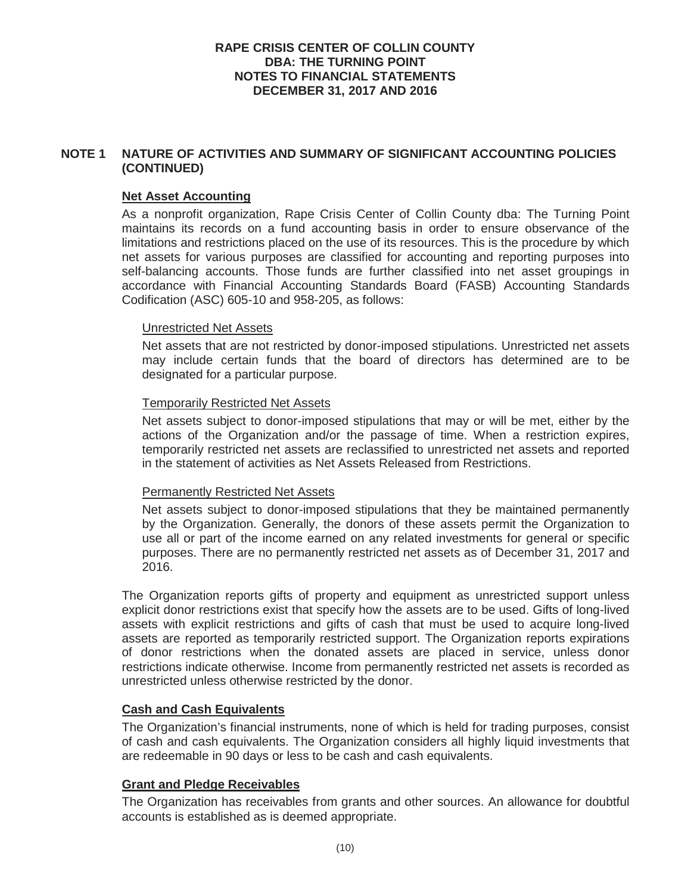# RAPE CRISIS CENTER OF COLLIN COUNTY
# DBA: THE TURNING POINT
# NOTES TO FINANCIAL STATEMENTS
# DECEMBER 31, 2017 AND 2016

## NOTE 1 NATURE OF ACTIVITIES AND SUMMARY OF SIGNIFICANT ACCOUNTING POLICIES (CONTINUED)

### Net Asset Accounting

As a nonprofit organization, Rape Crisis Center of Collin County dba: The Turning Point maintains its records on a fund accounting basis in order to ensure observance of the limitations and restrictions placed on the use of its resources. This is the procedure by which net assets for various purposes are classified for accounting and reporting purposes into self-balancing accounts. Those funds are further classified into net asset groupings in accordance with Financial Accounting Standards Board (FASB) Accounting Standards Codification (ASC) 605-10 and 958-205, as follows:

Unrestricted Net Assets

Net assets that are not restricted by donor-imposed stipulations. Unrestricted net assets may include certain funds that the board of directors has determined are to be designated for a particular purpose.

Temporarily Restricted Net Assets

Net assets subject to donor-imposed stipulations that may or will be met, either by the actions of the Organization and/or the passage of time. When a restriction expires, temporarily restricted net assets are reclassified to unrestricted net assets and reported in the statement of activities as Net Assets Released from Restrictions.

Permanently Restricted Net Assets

Net assets subject to donor-imposed stipulations that they be maintained permanently by the Organization. Generally, the donors of these assets permit the Organization to use all or part of the income earned on any related investments for general or specific purposes. There are no permanently restricted net assets as of December 31, 2017 and 2016.

The Organization reports gifts of property and equipment as unrestricted support unless explicit donor restrictions exist that specify how the assets are to be used. Gifts of long-lived assets with explicit restrictions and gifts of cash that must be used to acquire long-lived assets are reported as temporarily restricted support. The Organization reports expirations of donor restrictions when the donated assets are placed in service, unless donor restrictions indicate otherwise. Income from permanently restricted net assets is recorded as unrestricted unless otherwise restricted by the donor.

### Cash and Cash Equivalents

The Organization's financial instruments, none of which is held for trading purposes, consist of cash and cash equivalents. The Organization considers all highly liquid investments that are redeemable in 90 days or less to be cash and cash equivalents.

### Grant and Pledge Receivables

The Organization has receivables from grants and other sources. An allowance for doubtful accounts is established as is deemed appropriate.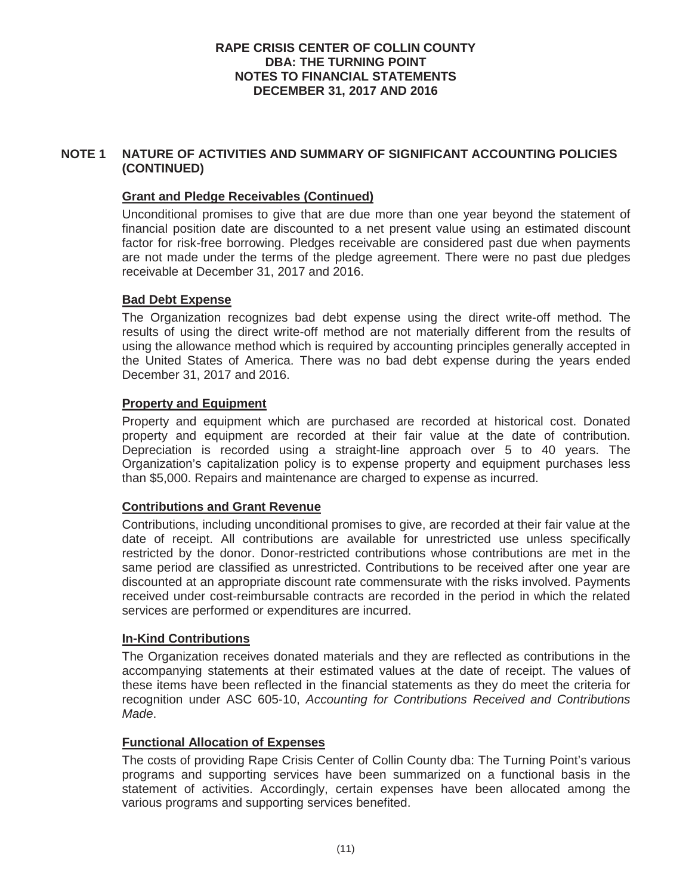**RAPE CRISIS CENTER OF COLLIN COUNTY**
**DBA: THE TURNING POINT**
**NOTES TO FINANCIAL STATEMENTS**
**DECEMBER 31, 2017 AND 2016**

## NOTE 1 NATURE OF ACTIVITIES AND SUMMARY OF SIGNIFICANT ACCOUNTING POLICIES (CONTINUED)

### Grant and Pledge Receivables (Continued)

Unconditional promises to give that are due more than one year beyond the statement of financial position date are discounted to a net present value using an estimated discount factor for risk-free borrowing. Pledges receivable are considered past due when payments are not made under the terms of the pledge agreement. There were no past due pledges receivable at December 31, 2017 and 2016.

### Bad Debt Expense

The Organization recognizes bad debt expense using the direct write-off method. The results of using the direct write-off method are not materially different from the results of using the allowance method which is required by accounting principles generally accepted in the United States of America. There was no bad debt expense during the years ended December 31, 2017 and 2016.

### Property and Equipment

Property and equipment which are purchased are recorded at historical cost. Donated property and equipment are recorded at their fair value at the date of contribution. Depreciation is recorded using a straight-line approach over 5 to 40 years. The Organization's capitalization policy is to expense property and equipment purchases less than $5,000. Repairs and maintenance are charged to expense as incurred.

### Contributions and Grant Revenue

Contributions, including unconditional promises to give, are recorded at their fair value at the date of receipt. All contributions are available for unrestricted use unless specifically restricted by the donor. Donor-restricted contributions whose contributions are met in the same period are classified as unrestricted. Contributions to be received after one year are discounted at an appropriate discount rate commensurate with the risks involved. Payments received under cost-reimbursable contracts are recorded in the period in which the related services are performed or expenditures are incurred.

### In-Kind Contributions

The Organization receives donated materials and they are reflected as contributions in the accompanying statements at their estimated values at the date of receipt. The values of these items have been reflected in the financial statements as they do meet the criteria for recognition under ASC 605-10, *Accounting for Contributions Received and Contributions Made*.

### Functional Allocation of Expenses

The costs of providing Rape Crisis Center of Collin County dba: The Turning Point's various programs and supporting services have been summarized on a functional basis in the statement of activities. Accordingly, certain expenses have been allocated among the various programs and supporting services benefited.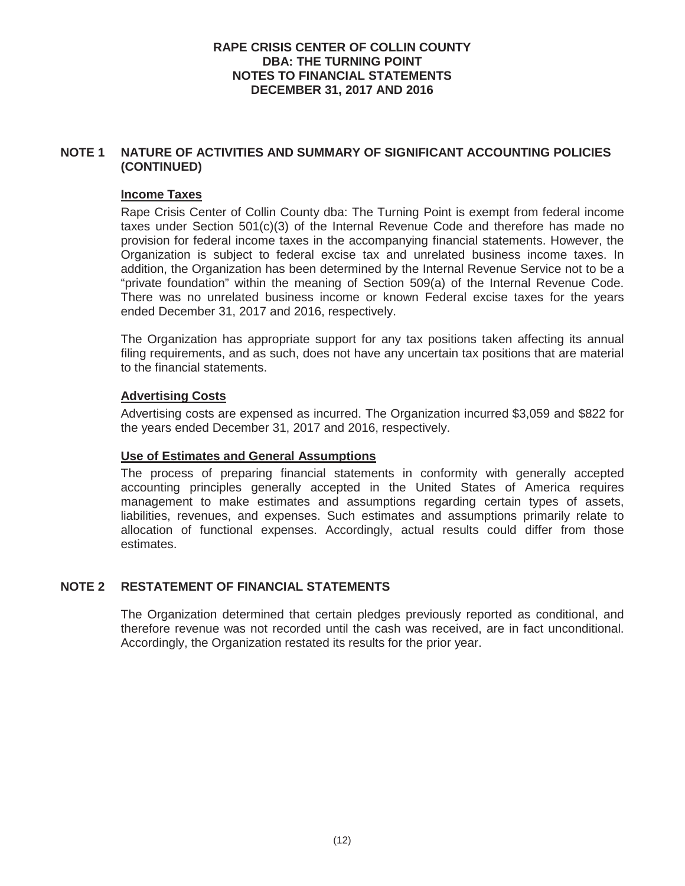## NOTE 1 NATURE OF ACTIVITIES AND SUMMARY OF SIGNIFICANT ACCOUNTING POLICIES (CONTINUED)

### Income Taxes

Rape Crisis Center of Collin County dba: The Turning Point is exempt from federal income taxes under Section 501(c)(3) of the Internal Revenue Code and therefore has made no provision for federal income taxes in the accompanying financial statements. However, the Organization is subject to federal excise tax and unrelated business income taxes. In addition, the Organization has been determined by the Internal Revenue Service not to be a "private foundation" within the meaning of Section 509(a) of the Internal Revenue Code. There was no unrelated business income or known Federal excise taxes for the years ended December 31, 2017 and 2016, respectively.

The Organization has appropriate support for any tax positions taken affecting its annual filing requirements, and as such, does not have any uncertain tax positions that are material to the financial statements.

### Advertising Costs

Advertising costs are expensed as incurred. The Organization incurred $3,059 and $822 for the years ended December 31, 2017 and 2016, respectively.

### Use of Estimates and General Assumptions

The process of preparing financial statements in conformity with generally accepted accounting principles generally accepted in the United States of America requires management to make estimates and assumptions regarding certain types of assets, liabilities, revenues, and expenses. Such estimates and assumptions primarily relate to allocation of functional expenses. Accordingly, actual results could differ from those estimates.

## NOTE 2 RESTATEMENT OF FINANCIAL STATEMENTS

The Organization determined that certain pledges previously reported as conditional, and therefore revenue was not recorded until the cash was received, are in fact unconditional. Accordingly, the Organization restated its results for the prior year.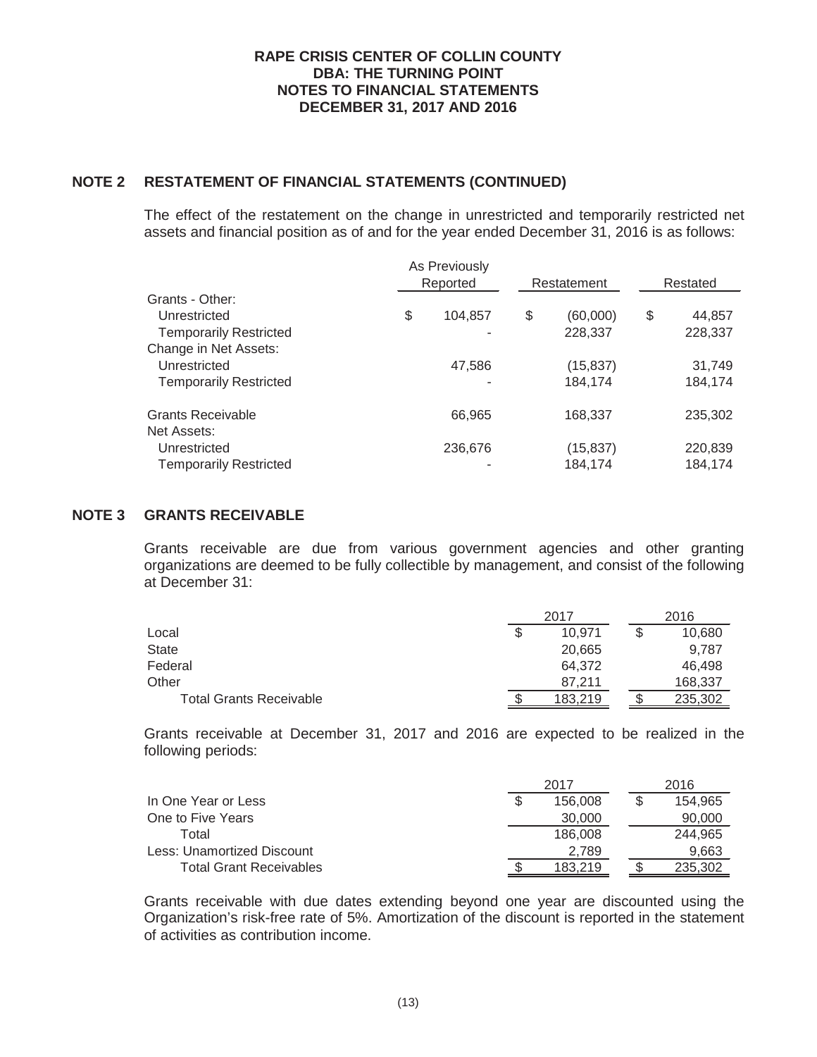# RAPE CRISIS CENTER OF COLLIN COUNTY
# DBA: THE TURNING POINT
# NOTES TO FINANCIAL STATEMENTS
# DECEMBER 31, 2017 AND 2016

## NOTE 2 RESTATEMENT OF FINANCIAL STATEMENTS (CONTINUED)

The effect of the restatement on the change in unrestricted and temporarily restricted net assets and financial position as of and for the year ended December 31, 2016 is as follows:

| | As Previously Reported | Restatement | Restated |
|---|---|---|---|
| Grants - Other: | | | |
| Unrestricted | $ 104,857 | $ (60,000) | $ 44,857 |
| Temporarily Restricted | - | 228,337 | 228,337 |
| Change in Net Assets: | | | |
| Unrestricted | 47,586 | (15,837) | 31,749 |
| Temporarily Restricted | - | 184,174 | 184,174 |
| Grants Receivable | 66,965 | 168,337 | 235,302 |
| Net Assets: | | | |
| Unrestricted | 236,676 | (15,837) | 220,839 |
| Temporarily Restricted | - | 184,174 | 184,174 |

## NOTE 3 GRANTS RECEIVABLE

Grants receivable are due from various government agencies and other granting organizations are deemed to be fully collectible by management, and consist of the following at December 31:

| | 2017 | 2016 |
|---|---|---|
| Local | $ 10,971 | $ 10,680 |
| State | 20,665 | 9,787 |
| Federal | 64,372 | 46,498 |
| Other | 87,211 | 168,337 |
| Total Grants Receivable | $ 183,219 | $ 235,302 |

Grants receivable at December 31, 2017 and 2016 are expected to be realized in the following periods:

| | 2017 | 2016 |
|---|---|---|
| In One Year or Less | $ 156,008 | $ 154,965 |
| One to Five Years | 30,000 | 90,000 |
| Total | 186,008 | 244,965 |
| Less: Unamortized Discount | 2,789 | 9,663 |
| Total Grant Receivables | $ 183,219 | $ 235,302 |

Grants receivable with due dates extending beyond one year are discounted using the Organization's risk-free rate of 5%. Amortization of the discount is reported in the statement of activities as contribution income.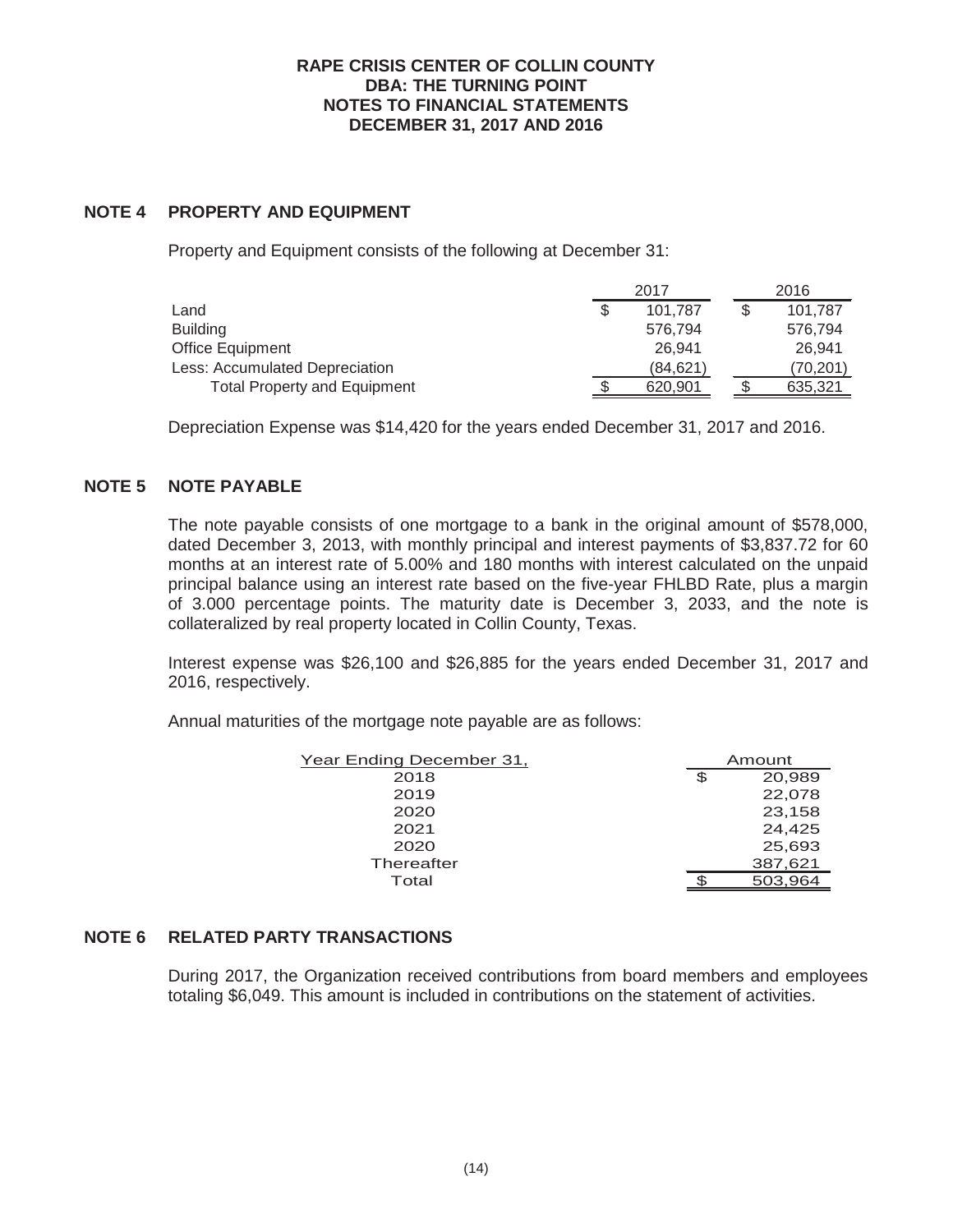**RAPE CRISIS CENTER OF COLLIN COUNTY**
**DBA: THE TURNING POINT**
**NOTES TO FINANCIAL STATEMENTS**
**DECEMBER 31, 2017 AND 2016**

## NOTE 4 PROPERTY AND EQUIPMENT

Property and Equipment consists of the following at December 31:

| | 2017 | 2016 |
|---|---|---|
| Land | $ 101,787 | $ 101,787 |
| Building | 576,794 | 576,794 |
| Office Equipment | 26,941 | 26,941 |
| Less: Accumulated Depreciation | (84,621) | (70,201) |
| Total Property and Equipment | $ 620,901 | $ 635,321 |

Depreciation Expense was $14,420 for the years ended December 31, 2017 and 2016.

## NOTE 5 NOTE PAYABLE

The note payable consists of one mortgage to a bank in the original amount of $578,000, dated December 3, 2013, with monthly principal and interest payments of $3,837.72 for 60 months at an interest rate of 5.00% and 180 months with interest calculated on the unpaid principal balance using an interest rate based on the five-year FHLBD Rate, plus a margin of 3.000 percentage points. The maturity date is December 3, 2033, and the note is collateralized by real property located in Collin County, Texas.

Interest expense was $26,100 and $26,885 for the years ended December 31, 2017 and 2016, respectively.

Annual maturities of the mortgage note payable are as follows:

| Year Ending December 31, | Amount |
|---|---|
| 2018 | $ 20,989 |
| 2019 | 22,078 |
| 2020 | 23,158 |
| 2021 | 24,425 |
| 2020 | 25,693 |
| Thereafter | 387,621 |
| Total | $ 503,964 |

## NOTE 6 RELATED PARTY TRANSACTIONS

During 2017, the Organization received contributions from board members and employees totaling $6,049. This amount is included in contributions on the statement of activities.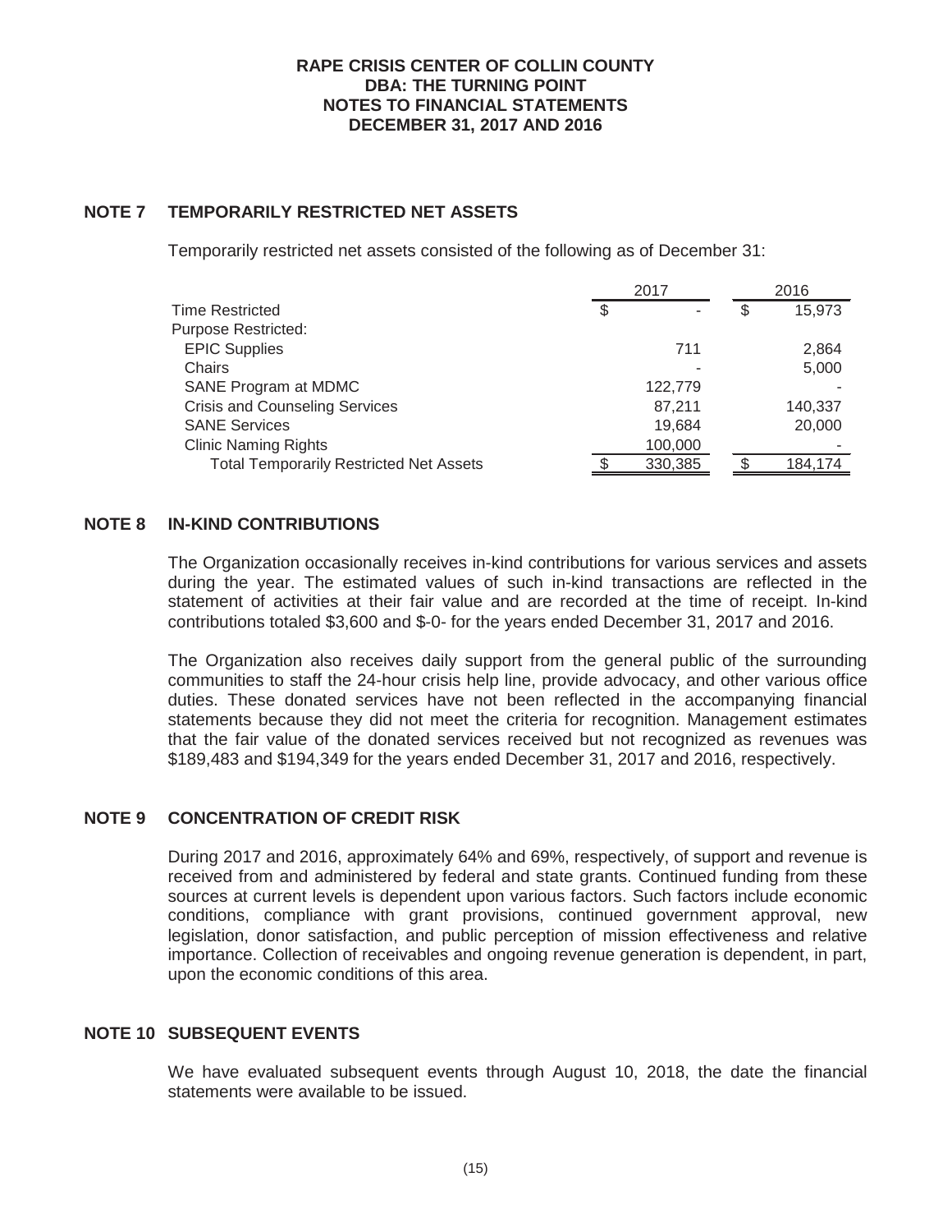RAPE CRISIS CENTER OF COLLIN COUNTY
DBA: THE TURNING POINT
NOTES TO FINANCIAL STATEMENTS
DECEMBER 31, 2017 AND 2016

## NOTE 7 TEMPORARILY RESTRICTED NET ASSETS

Temporarily restricted net assets consisted of the following as of December 31:

| | 2017 | 2016 |
|---|---|---|
| Time Restricted | $ - | $ 15,973 |
| Purpose Restricted: | | |
| EPIC Supplies | 711 | 2,864 |
| Chairs | - | 5,000 |
| SANE Program at MDMC | 122,779 | - |
| Crisis and Counseling Services | 87,211 | 140,337 |
| SANE Services | 19,684 | 20,000 |
| Clinic Naming Rights | 100,000 | - |
| Total Temporarily Restricted Net Assets | $ 330,385 | $ 184,174 |

## NOTE 8 IN-KIND CONTRIBUTIONS

The Organization occasionally receives in-kind contributions for various services and assets during the year. The estimated values of such in-kind transactions are reflected in the statement of activities at their fair value and are recorded at the time of receipt. In-kind contributions totaled $3,600 and $-0- for the years ended December 31, 2017 and 2016.

The Organization also receives daily support from the general public of the surrounding communities to staff the 24-hour crisis help line, provide advocacy, and other various office duties. These donated services have not been reflected in the accompanying financial statements because they did not meet the criteria for recognition. Management estimates that the fair value of the donated services received but not recognized as revenues was $189,483 and $194,349 for the years ended December 31, 2017 and 2016, respectively.

## NOTE 9 CONCENTRATION OF CREDIT RISK

During 2017 and 2016, approximately 64% and 69%, respectively, of support and revenue is received from and administered by federal and state grants. Continued funding from these sources at current levels is dependent upon various factors. Such factors include economic conditions, compliance with grant provisions, continued government approval, new legislation, donor satisfaction, and public perception of mission effectiveness and relative importance. Collection of receivables and ongoing revenue generation is dependent, in part, upon the economic conditions of this area.

## NOTE 10 SUBSEQUENT EVENTS

We have evaluated subsequent events through August 10, 2018, the date the financial statements were available to be issued.